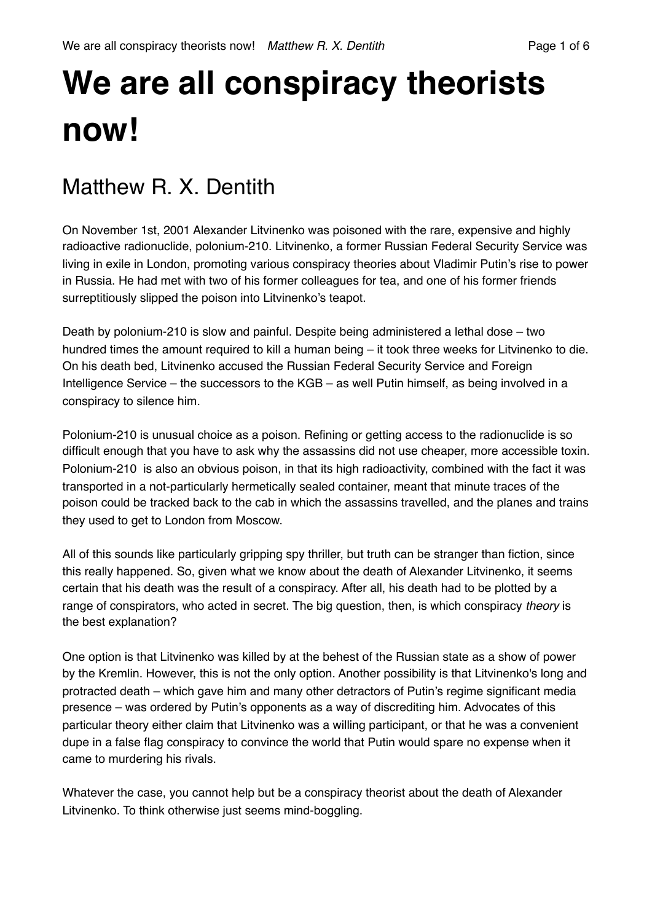# We are all conspiracy theorists now!

## Matthew R. X. Dentith

On November 1st, 2001 Alexander Litvinenko was poisoned with the rare, expensive and highly radioactive radionuclide, polonium-210. Litvinenko, a former Russian Federal Security Service was living in exile in London, promoting various conspiracy theories about Vladimir Putin's rise to power in Russia. He had met with two of his former colleagues for tea, and one of his former friends surreptitiously slipped the poison into Litvinenko's teapot.

Death by polonium-210 is slow and painful. Despite being administered a lethal dose – two hundred times the amount required to kill a human being – it took three weeks for Litvinenko to die. On his death bed, Litvinenko accused the Russian Federal Security Service and Foreign Intelligence Service – the successors to the KGB – as well Putin himself, as being involved in a conspiracy to silence him.

Polonium-210 is unusual choice as a poison. Refining or getting access to the radionuclide is so difficult enough that you have to ask why the assassins did not use cheaper, more accessible toxin. Polonium-210 is also an obvious poison, in that its high radioactivity, combined with the fact it was transported in a not-particularly hermetically sealed container, meant that minute traces of the poison could be tracked back to the cab in which the assassins travelled, and the planes and trains they used to get to London from Moscow.

All of this sounds like particularly gripping spy thriller, but truth can be stranger than fiction, since this really happened. So, given what we know about the death of Alexander Litvinenko, it seems certain that his death was the result of a conspiracy. After all, his death had to be plotted by a range of conspirators, who acted in secret. The big question, then, is which conspiracy *theory* is the best explanation?

One option is that Litvinenko was killed by at the behest of the Russian state as a show of power by the Kremlin. However, this is not the only option. Another possibility is that Litvinenko's long and protracted death – which gave him and many other detractors of Putin's regime significant media presence – was ordered by Putin's opponents as a way of discrediting him. Advocates of this particular theory either claim that Litvinenko was a willing participant, or that he was a convenient dupe in a false flag conspiracy to convince the world that Putin would spare no expense when it came to murdering his rivals.

Whatever the case, you cannot help but be a conspiracy theorist about the death of Alexander Litvinenko. To think otherwise just seems mind-boggling.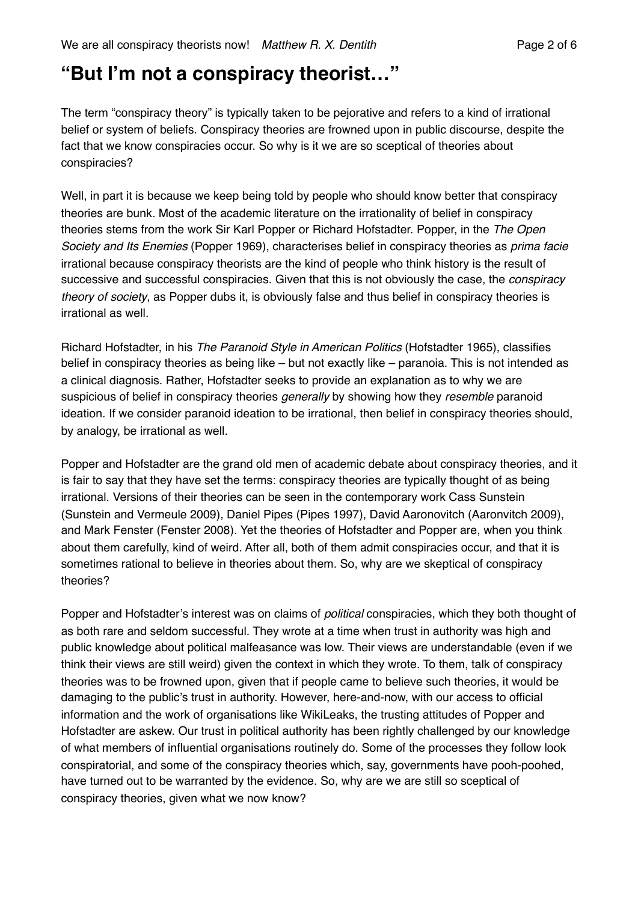## "But I'm not a conspiracy theorist…"

The term "conspiracy theory" is typically taken to be pejorative and refers to a kind of irrational belief or system of beliefs. Conspiracy theories are frowned upon in public discourse, despite the fact that we know conspiracies occur. So why is it we are so sceptical of theories about conspiracies?

Well, in part it is because we keep being told by people who should know better that conspiracy theories are bunk. Most of the academic literature on the irrationality of belief in conspiracy theories stems from the work Sir Karl Popper or Richard Hofstadter. Popper, in the *The Open Society and Its Enemies* (Popper 1969), characterises belief in conspiracy theories as *prima facie* irrational because conspiracy theorists are the kind of people who think history is the result of successive and successful conspiracies. Given that this is not obviously the case, the *conspiracy theory of society*, as Popper dubs it, is obviously false and thus belief in conspiracy theories is irrational as well.

Richard Hofstadter, in his *The Paranoid Style in American Politics* (Hofstadter 1965), classifies belief in conspiracy theories as being like – but not exactly like – paranoia. This is not intended as a clinical diagnosis. Rather, Hofstadter seeks to provide an explanation as to why we are suspicious of belief in conspiracy theories *generally* by showing how they *resemble* paranoid ideation. If we consider paranoid ideation to be irrational, then belief in conspiracy theories should, by analogy, be irrational as well.

Popper and Hofstadter are the grand old men of academic debate about conspiracy theories, and it is fair to say that they have set the terms: conspiracy theories are typically thought of as being irrational. Versions of their theories can be seen in the contemporary work Cass Sunstein (Sunstein and Vermeule 2009), Daniel Pipes (Pipes 1997), David Aaronovitch (Aaronvitch 2009), and Mark Fenster (Fenster 2008). Yet the theories of Hofstadter and Popper are, when you think about them carefully, kind of weird. After all, both of them admit conspiracies occur, and that it is sometimes rational to believe in theories about them. So, why are we skeptical of conspiracy theories?

Popper and Hofstadter's interest was on claims of *political* conspiracies, which they both thought of as both rare and seldom successful. They wrote at a time when trust in authority was high and public knowledge about political malfeasance was low. Their views are understandable (even if we think their views are still weird) given the context in which they wrote. To them, talk of conspiracy theories was to be frowned upon, given that if people came to believe such theories, it would be damaging to the public's trust in authority. However, here-and-now, with our access to official information and the work of organisations like WikiLeaks, the trusting attitudes of Popper and Hofstadter are askew. Our trust in political authority has been rightly challenged by our knowledge of what members of influential organisations routinely do. Some of the processes they follow look conspiratorial, and some of the conspiracy theories which, say, governments have pooh-poohed, have turned out to be warranted by the evidence. So, why are we are still so sceptical of conspiracy theories, given what we now know?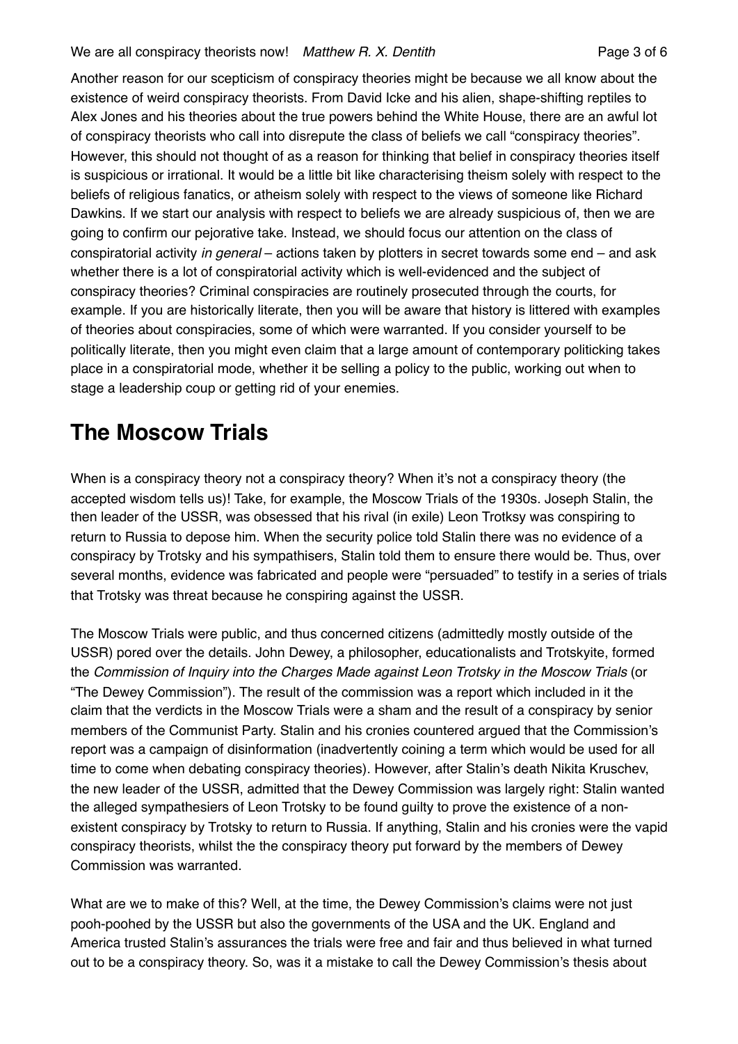Another reason for our scepticism of conspiracy theories might be because we all know about the existence of weird conspiracy theorists. From David Icke and his alien, shape-shifting reptiles to Alex Jones and his theories about the true powers behind the White House, there are an awful lot of conspiracy theorists who call into disrepute the class of beliefs we call "conspiracy theories". However, this should not thought of as a reason for thinking that belief in conspiracy theories itself is suspicious or irrational. It would be a little bit like characterising theism solely with respect to the beliefs of religious fanatics, or atheism solely with respect to the views of someone like Richard Dawkins. If we start our analysis with respect to beliefs we are already suspicious of, then we are going to confirm our pejorative take. Instead, we should focus our attention on the class of conspiratorial activity *in general* – actions taken by plotters in secret towards some end – and ask whether there is a lot of conspiratorial activity which is well-evidenced and the subject of conspiracy theories? Criminal conspiracies are routinely prosecuted through the courts, for example. If you are historically literate, then you will be aware that history is littered with examples of theories about conspiracies, some of which were warranted. If you consider yourself to be politically literate, then you might even claim that a large amount of contemporary politicking takes place in a conspiratorial mode, whether it be selling a policy to the public, working out when to stage a leadership coup or getting rid of your enemies.

## The Moscow Trials

When is a conspiracy theory not a conspiracy theory? When it's not a conspiracy theory (the accepted wisdom tells us)! Take, for example, the Moscow Trials of the 1930s. Joseph Stalin, the then leader of the USSR, was obsessed that his rival (in exile) Leon Trotksy was conspiring to return to Russia to depose him. When the security police told Stalin there was no evidence of a conspiracy by Trotsky and his sympathisers, Stalin told them to ensure there would be. Thus, over several months, evidence was fabricated and people were "persuaded" to testify in a series of trials that Trotsky was threat because he conspiring against the USSR.

The Moscow Trials were public, and thus concerned citizens (admittedly mostly outside of the USSR) pored over the details. John Dewey, a philosopher, educationalists and Trotskyite, formed the *Commission of Inquiry into the Charges Made against Leon Trotsky in the Moscow Trials* (or "The Dewey Commission"). The result of the commission was a report which included in it the claim that the verdicts in the Moscow Trials were a sham and the result of a conspiracy by senior members of the Communist Party. Stalin and his cronies countered argued that the Commission's report was a campaign of disinformation (inadvertently coining a term which would be used for all time to come when debating conspiracy theories). However, after Stalin's death Nikita Kruschev, the new leader of the USSR, admitted that the Dewey Commission was largely right: Stalin wanted the alleged sympathesiers of Leon Trotsky to be found guilty to prove the existence of a non-existent conspiracy by Trotsky to return to Russia. If anything, Stalin and his cronies were the vapid conspiracy theorists, whilst the the conspiracy theory put forward by the members of Dewey Commission was warranted.

What are we to make of this? Well, at the time, the Dewey Commission's claims were not just pooh-poohed by the USSR but also the governments of the USA and the UK. England and America trusted Stalin's assurances the trials were free and fair and thus believed in what turned out to be a conspiracy theory. So, was it a mistake to call the Dewey Commission's thesis about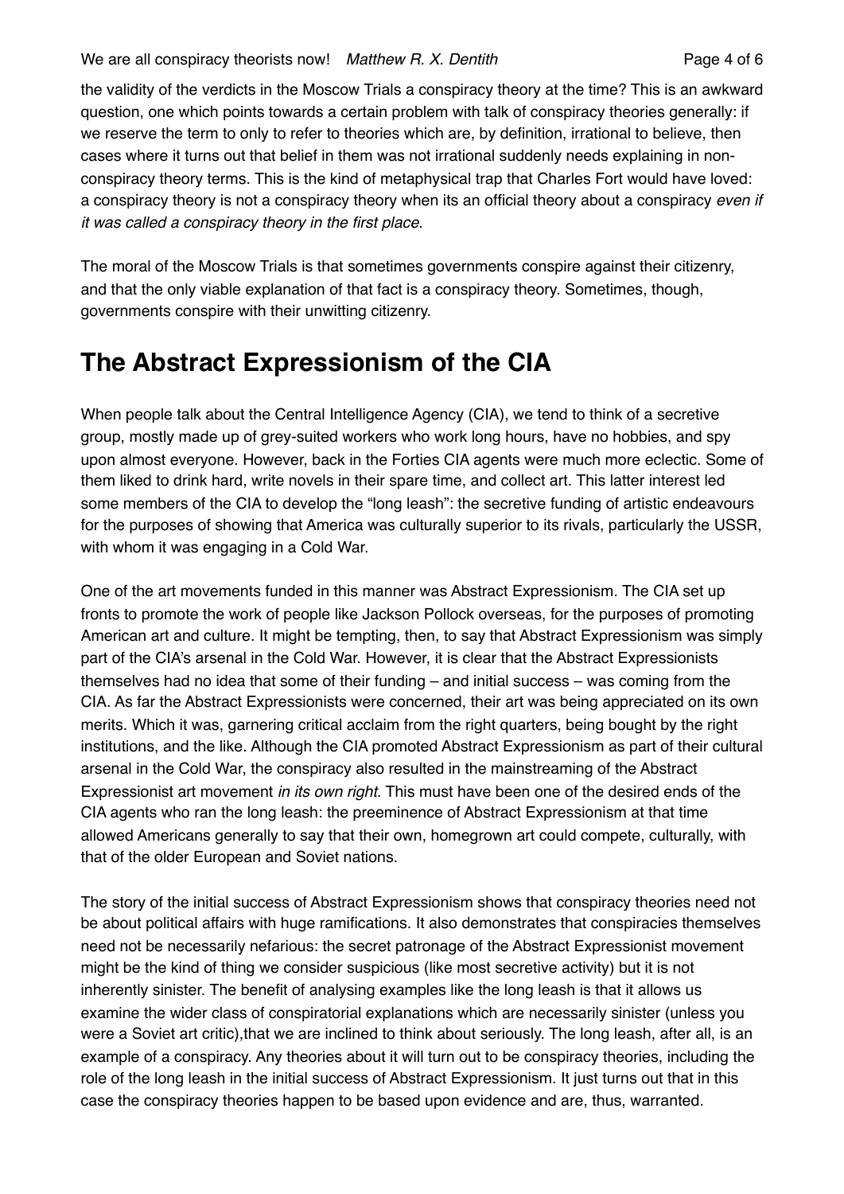the validity of the verdicts in the Moscow Trials a conspiracy theory at the time? This is an awkward question, one which points towards a certain problem with talk of conspiracy theories generally: if we reserve the term to only to refer to theories which are, by definition, irrational to believe, then cases where it turns out that belief in them was not irrational suddenly needs explaining in non-conspiracy theory terms. This is the kind of metaphysical trap that Charles Fort would have loved: a conspiracy theory is not a conspiracy theory when its an official theory about a conspiracy *even if it was called a conspiracy theory in the first place*.

The moral of the Moscow Trials is that sometimes governments conspire against their citizenry, and that the only viable explanation of that fact is a conspiracy theory. Sometimes, though, governments conspire with their unwitting citizenry.

## The Abstract Expressionism of the CIA

When people talk about the Central Intelligence Agency (CIA), we tend to think of a secretive group, mostly made up of grey-suited workers who work long hours, have no hobbies, and spy upon almost everyone. However, back in the Forties CIA agents were much more eclectic. Some of them liked to drink hard, write novels in their spare time, and collect art. This latter interest led some members of the CIA to develop the "long leash": the secretive funding of artistic endeavours for the purposes of showing that America was culturally superior to its rivals, particularly the USSR, with whom it was engaging in a Cold War.

One of the art movements funded in this manner was Abstract Expressionism. The CIA set up fronts to promote the work of people like Jackson Pollock overseas, for the purposes of promoting American art and culture. It might be tempting, then, to say that Abstract Expressionism was simply part of the CIA's arsenal in the Cold War. However, it is clear that the Abstract Expressionists themselves had no idea that some of their funding – and initial success – was coming from the CIA. As far the Abstract Expressionists were concerned, their art was being appreciated on its own merits. Which it was, garnering critical acclaim from the right quarters, being bought by the right institutions, and the like. Although the CIA promoted Abstract Expressionism as part of their cultural arsenal in the Cold War, the conspiracy also resulted in the mainstreaming of the Abstract Expressionist art movement *in its own right*. This must have been one of the desired ends of the CIA agents who ran the long leash: the preeminence of Abstract Expressionism at that time allowed Americans generally to say that their own, homegrown art could compete, culturally, with that of the older European and Soviet nations.

The story of the initial success of Abstract Expressionism shows that conspiracy theories need not be about political affairs with huge ramifications. It also demonstrates that conspiracies themselves need not be necessarily nefarious: the secret patronage of the Abstract Expressionist movement might be the kind of thing we consider suspicious (like most secretive activity) but it is not inherently sinister. The benefit of analysing examples like the long leash is that it allows us examine the wider class of conspiratorial explanations which are necessarily sinister (unless you were a Soviet art critic),that we are inclined to think about seriously. The long leash, after all, is an example of a conspiracy. Any theories about it will turn out to be conspiracy theories, including the role of the long leash in the initial success of Abstract Expressionism. It just turns out that in this case the conspiracy theories happen to be based upon evidence and are, thus, warranted.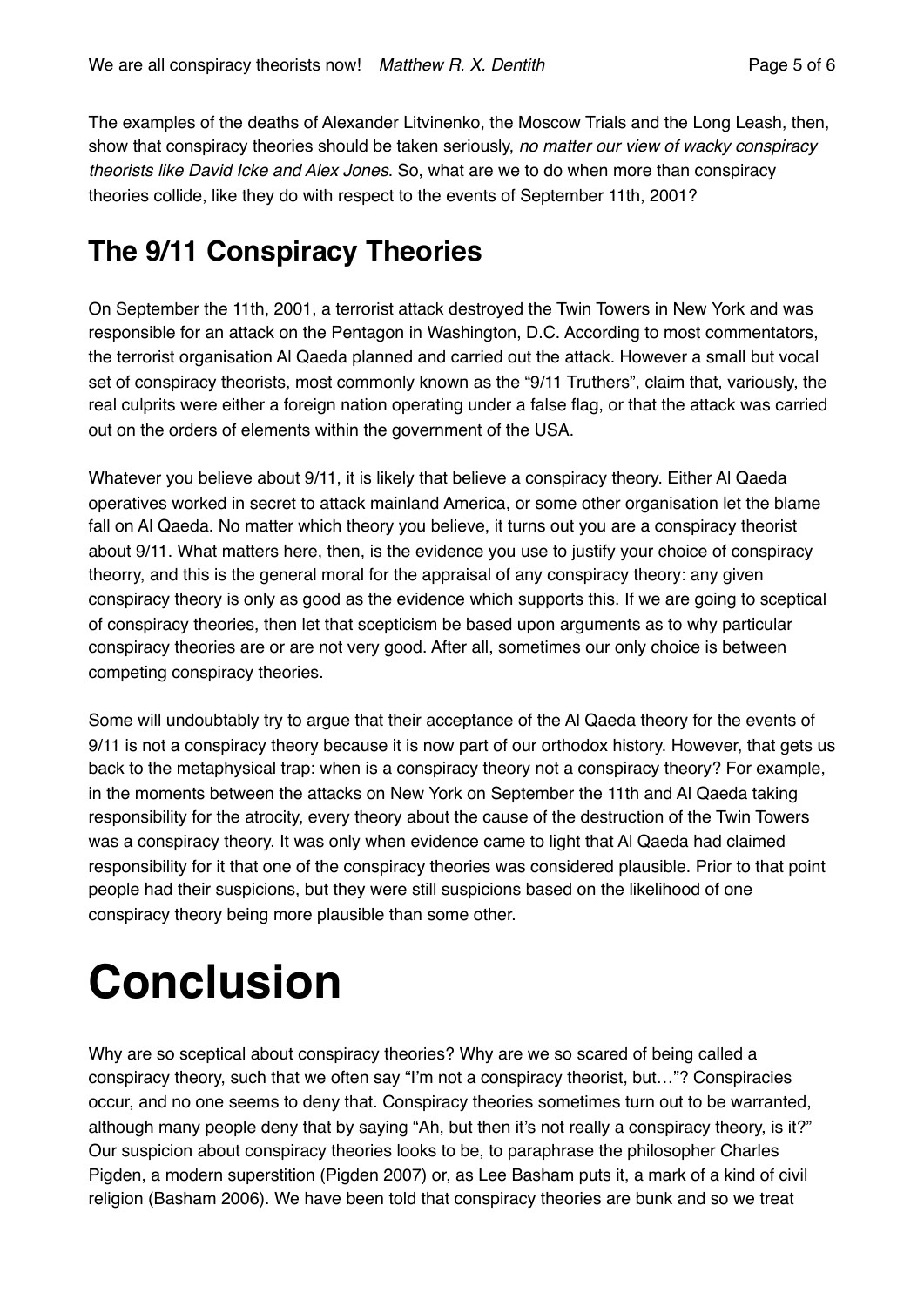The examples of the deaths of Alexander Litvinenko, the Moscow Trials and the Long Leash, then, show that conspiracy theories should be taken seriously, *no matter our view of wacky conspiracy theorists like David Icke and Alex Jones*. So, what are we to do when more than conspiracy theories collide, like they do with respect to the events of September 11th, 2001?

## The 9/11 Conspiracy Theories

On September the 11th, 2001, a terrorist attack destroyed the Twin Towers in New York and was responsible for an attack on the Pentagon in Washington, D.C. According to most commentators, the terrorist organisation Al Qaeda planned and carried out the attack. However a small but vocal set of conspiracy theorists, most commonly known as the "9/11 Truthers", claim that, variously, the real culprits were either a foreign nation operating under a false flag, or that the attack was carried out on the orders of elements within the government of the USA.

Whatever you believe about 9/11, it is likely that believe a conspiracy theory. Either Al Qaeda operatives worked in secret to attack mainland America, or some other organisation let the blame fall on Al Qaeda. No matter which theory you believe, it turns out you are a conspiracy theorist about 9/11. What matters here, then, is the evidence you use to justify your choice of conspiracy theorry, and this is the general moral for the appraisal of any conspiracy theory: any given conspiracy theory is only as good as the evidence which supports this. If we are going to sceptical of conspiracy theories, then let that scepticism be based upon arguments as to why particular conspiracy theories are or are not very good. After all, sometimes our only choice is between competing conspiracy theories.

Some will undoubtably try to argue that their acceptance of the Al Qaeda theory for the events of 9/11 is not a conspiracy theory because it is now part of our orthodox history. However, that gets us back to the metaphysical trap: when is a conspiracy theory not a conspiracy theory? For example, in the moments between the attacks on New York on September the 11th and Al Qaeda taking responsibility for the atrocity, every theory about the cause of the destruction of the Twin Towers was a conspiracy theory. It was only when evidence came to light that Al Qaeda had claimed responsibility for it that one of the conspiracy theories was considered plausible. Prior to that point people had their suspicions, but they were still suspicions based on the likelihood of one conspiracy theory being more plausible than some other.

# Conclusion

Why are so sceptical about conspiracy theories? Why are we so scared of being called a conspiracy theory, such that we often say "I'm not a conspiracy theorist, but…"? Conspiracies occur, and no one seems to deny that. Conspiracy theories sometimes turn out to be warranted, although many people deny that by saying "Ah, but then it's not really a conspiracy theory, is it?" Our suspicion about conspiracy theories looks to be, to paraphrase the philosopher Charles Pigden, a modern superstition (Pigden 2007) or, as Lee Basham puts it, a mark of a kind of civil religion (Basham 2006). We have been told that conspiracy theories are bunk and so we treat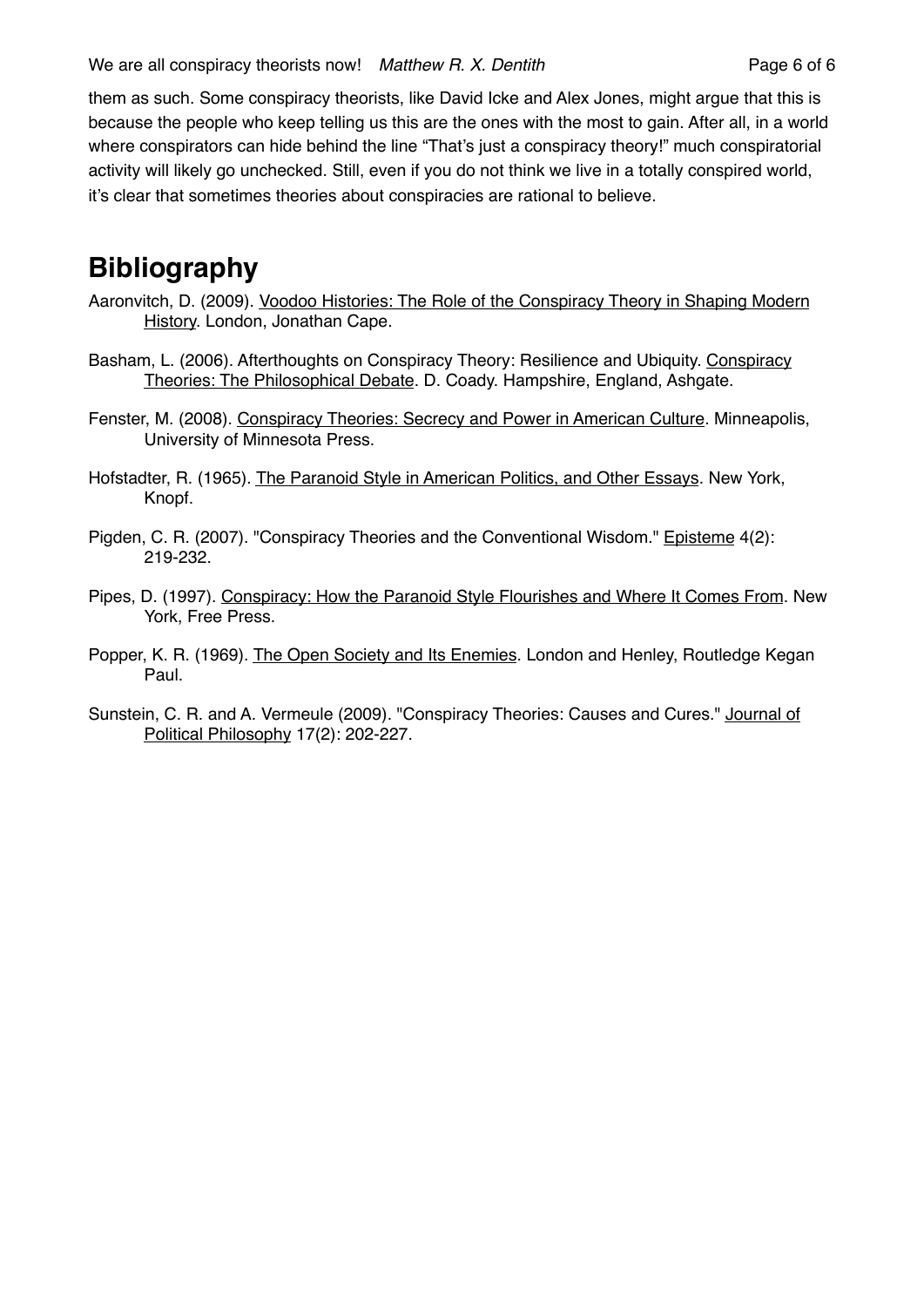them as such. Some conspiracy theorists, like David Icke and Alex Jones, might argue that this is because the people who keep telling us this are the ones with the most to gain. After all, in a world where conspirators can hide behind the line "That's just a conspiracy theory!" much conspiratorial activity will likely go unchecked. Still, even if you do not think we live in a totally conspired world, it's clear that sometimes theories about conspiracies are rational to believe.

## Bibliography

Aaronvitch, D. (2009). Voodoo Histories: The Role of the Conspiracy Theory in Shaping Modern History. London, Jonathan Cape.

Basham, L. (2006). Afterthoughts on Conspiracy Theory: Resilience and Ubiquity. Conspiracy Theories: The Philosophical Debate. D. Coady. Hampshire, England, Ashgate.

Fenster, M. (2008). Conspiracy Theories: Secrecy and Power in American Culture. Minneapolis, University of Minnesota Press.

Hofstadter, R. (1965). The Paranoid Style in American Politics, and Other Essays. New York, Knopf.

Pigden, C. R. (2007). "Conspiracy Theories and the Conventional Wisdom." Episteme 4(2): 219-232.

Pipes, D. (1997). Conspiracy: How the Paranoid Style Flourishes and Where It Comes From. New York, Free Press.

Popper, K. R. (1969). The Open Society and Its Enemies. London and Henley, Routledge Kegan Paul.

Sunstein, C. R. and A. Vermeule (2009). "Conspiracy Theories: Causes and Cures." Journal of Political Philosophy 17(2): 202-227.